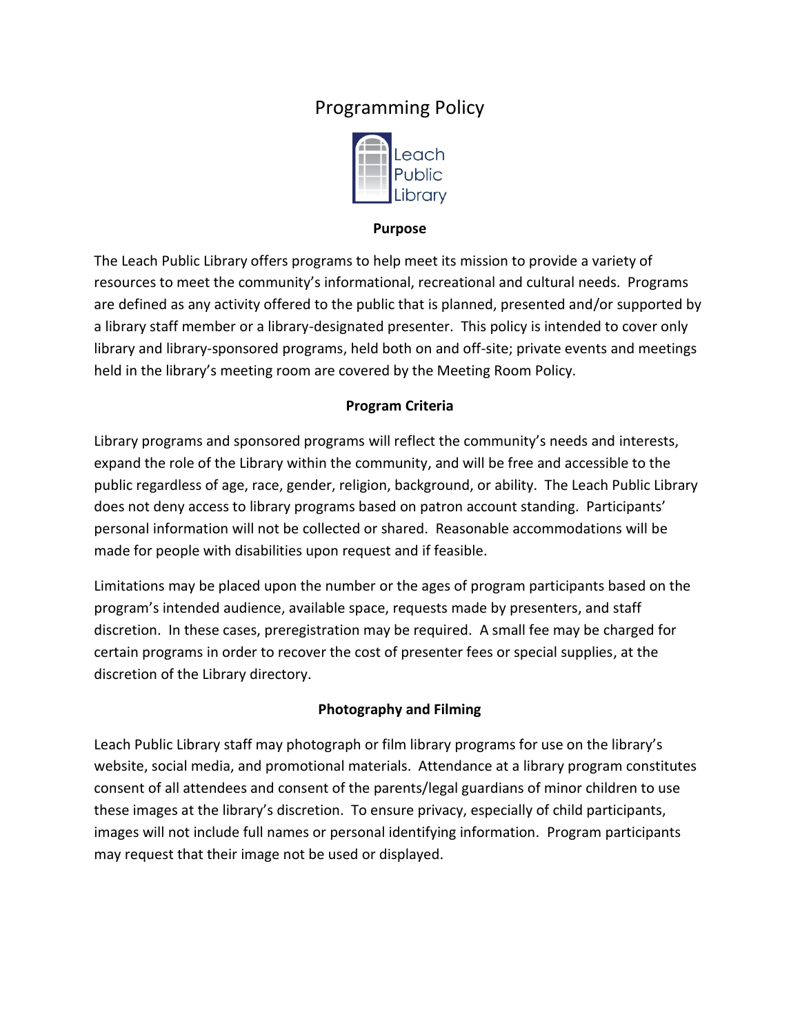# Programming Policy

Leach Public Library

## Purpose

The Leach Public Library offers programs to help meet its mission to provide a variety of resources to meet the community's informational, recreational and cultural needs. Programs are defined as any activity offered to the public that is planned, presented and/or supported by a library staff member or a library-designated presenter. This policy is intended to cover only library and library-sponsored programs, held both on and off-site; private events and meetings held in the library's meeting room are covered by the Meeting Room Policy.

## Program Criteria

Library programs and sponsored programs will reflect the community's needs and interests, expand the role of the Library within the community, and will be free and accessible to the public regardless of age, race, gender, religion, background, or ability. The Leach Public Library does not deny access to library programs based on patron account standing. Participants' personal information will not be collected or shared. Reasonable accommodations will be made for people with disabilities upon request and if feasible.

Limitations may be placed upon the number or the ages of program participants based on the program's intended audience, available space, requests made by presenters, and staff discretion. In these cases, preregistration may be required. A small fee may be charged for certain programs in order to recover the cost of presenter fees or special supplies, at the discretion of the Library directory.

## Photography and Filming

Leach Public Library staff may photograph or film library programs for use on the library's website, social media, and promotional materials. Attendance at a library program constitutes consent of all attendees and consent of the parents/legal guardians of minor children to use these images at the library's discretion. To ensure privacy, especially of child participants, images will not include full names or personal identifying information. Program participants may request that their image not be used or displayed.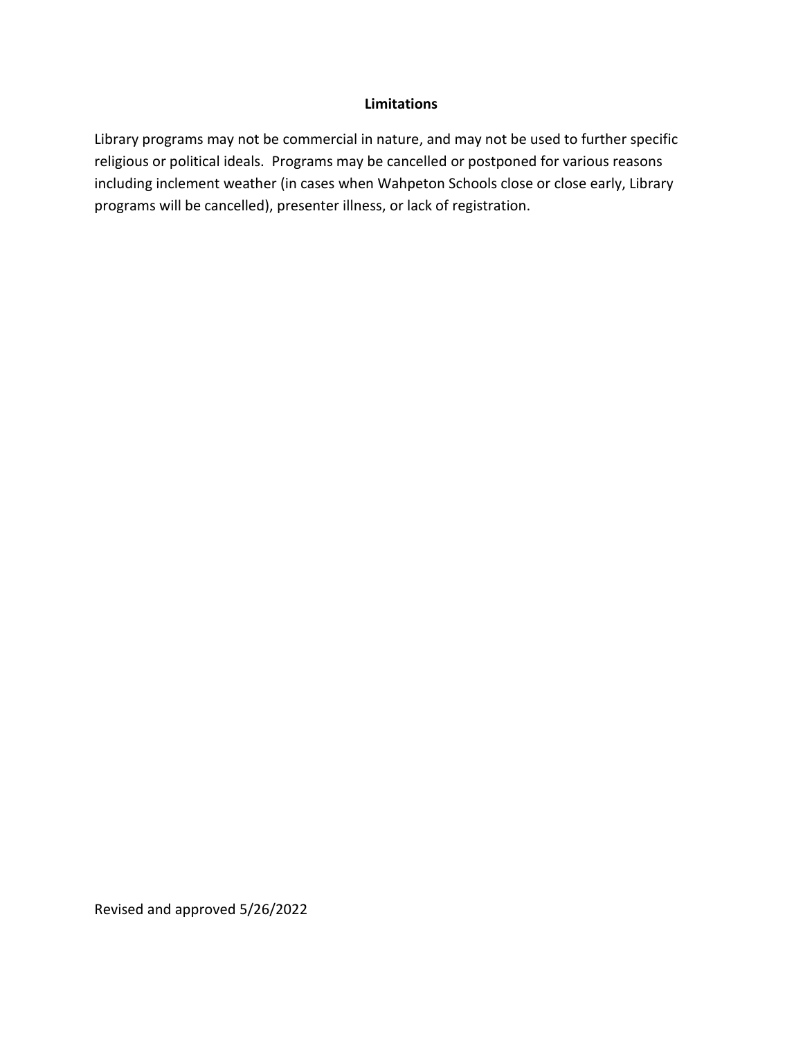**Limitations**

Library programs may not be commercial in nature, and may not be used to further specific religious or political ideals. Programs may be cancelled or postponed for various reasons including inclement weather (in cases when Wahpeton Schools close or close early, Library programs will be cancelled), presenter illness, or lack of registration.

Revised and approved 5/26/2022